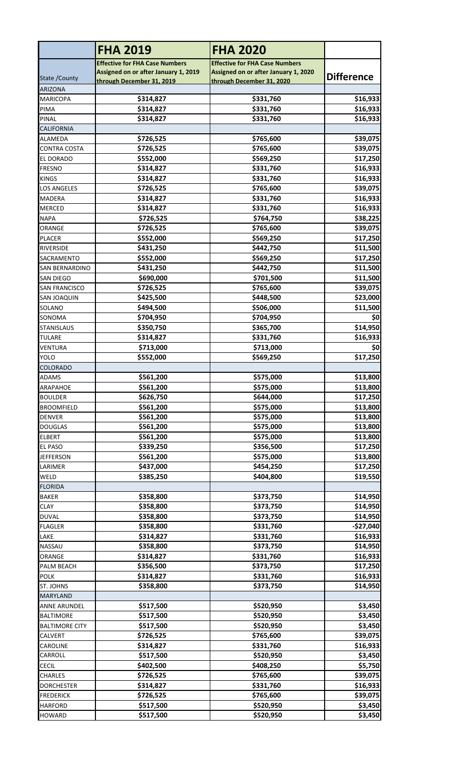| State /County | FHA 2019<br>Effective for FHA Case Numbers Assigned on or after January 1, 2019 through December 31, 2019 | FHA 2020<br>Effective for FHA Case Numbers Assigned on or after January 1, 2020 through December 31, 2020 | Difference |
|---|---|---|---|
| ARIZONA | | | |
| MARICOPA | $314,827 | $331,760 | $16,933 |
| PIMA | $314,827 | $331,760 | $16,933 |
| PINAL | $314,827 | $331,760 | $16,933 |
| CALIFORNIA | | | |
| ALAMEDA | $726,525 | $765,600 | $39,075 |
| CONTRA COSTA | $726,525 | $765,600 | $39,075 |
| EL DORADO | $552,000 | $569,250 | $17,250 |
| FRESNO | $314,827 | $331,760 | $16,933 |
| KINGS | $314,827 | $331,760 | $16,933 |
| LOS ANGELES | $726,525 | $765,600 | $39,075 |
| MADERA | $314,827 | $331,760 | $16,933 |
| MERCED | $314,827 | $331,760 | $16,933 |
| NAPA | $726,525 | $764,750 | $38,225 |
| ORANGE | $726,525 | $765,600 | $39,075 |
| PLACER | $552,000 | $569,250 | $17,250 |
| RIVERSIDE | $431,250 | $442,750 | $11,500 |
| SACRAMENTO | $552,000 | $569,250 | $17,250 |
| SAN BERNARDINO | $431,250 | $442,750 | $11,500 |
| SAN DIEGO | $690,000 | $701,500 | $11,500 |
| SAN FRANCISCO | $726,525 | $765,600 | $39,075 |
| SAN JOAQUIN | $425,500 | $448,500 | $23,000 |
| SOLANO | $494,500 | $506,000 | $11,500 |
| SONOMA | $704,950 | $704,950 | $0 |
| STANISLAUS | $350,750 | $365,700 | $14,950 |
| TULARE | $314,827 | $331,760 | $16,933 |
| VENTURA | $713,000 | $713,000 | $0 |
| YOLO | $552,000 | $569,250 | $17,250 |
| COLORADO | | | |
| ADAMS | $561,200 | $575,000 | $13,800 |
| ARAPAHOE | $561,200 | $575,000 | $13,800 |
| BOULDER | $626,750 | $644,000 | $17,250 |
| BROOMFIELD | $561,200 | $575,000 | $13,800 |
| DENVER | $561,200 | $575,000 | $13,800 |
| DOUGLAS | $561,200 | $575,000 | $13,800 |
| ELBERT | $561,200 | $575,000 | $13,800 |
| EL PASO | $339,250 | $356,500 | $17,250 |
| JEFFERSON | $561,200 | $575,000 | $13,800 |
| LARIMER | $437,000 | $454,250 | $17,250 |
| WELD | $385,250 | $404,800 | $19,550 |
| FLORIDA | | | |
| BAKER | $358,800 | $373,750 | $14,950 |
| CLAY | $358,800 | $373,750 | $14,950 |
| DUVAL | $358,800 | $373,750 | $14,950 |
| FLAGLER | $358,800 | $331,760 | -$27,040 |
| LAKE | $314,827 | $331,760 | $16,933 |
| NASSAU | $358,800 | $373,750 | $14,950 |
| ORANGE | $314,827 | $331,760 | $16,933 |
| PALM BEACH | $356,500 | $373,750 | $17,250 |
| POLK | $314,827 | $331,760 | $16,933 |
| ST. JOHNS | $358,800 | $373,750 | $14,950 |
| MARYLAND | | | |
| ANNE ARUNDEL | $517,500 | $520,950 | $3,450 |
| BALTIMORE | $517,500 | $520,950 | $3,450 |
| BALTIMORE CITY | $517,500 | $520,950 | $3,450 |
| CALVERT | $726,525 | $765,600 | $39,075 |
| CAROLINE | $314,827 | $331,760 | $16,933 |
| CARROLL | $517,500 | $520,950 | $3,450 |
| CECIL | $402,500 | $408,250 | $5,750 |
| CHARLES | $726,525 | $765,600 | $39,075 |
| DORCHESTER | $314,827 | $331,760 | $16,933 |
| FREDERICK | $726,525 | $765,600 | $39,075 |
| HARFORD | $517,500 | $520,950 | $3,450 |
| HOWARD | $517,500 | $520,950 | $3,450 |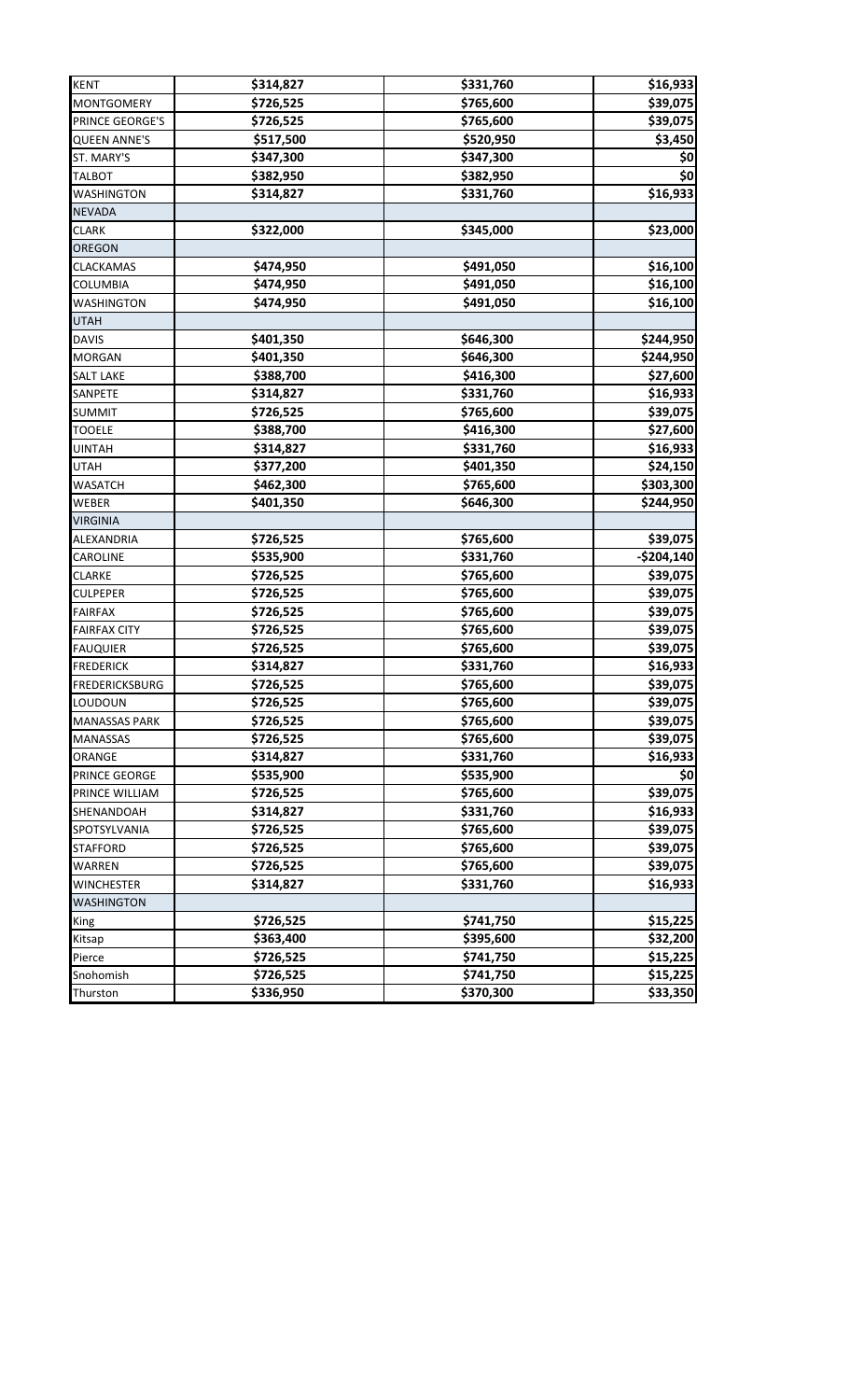| | | | |
|---|---|---|---|
| KENT | $314,827 | $331,760 | $16,933 |
| MONTGOMERY | $726,525 | $765,600 | $39,075 |
| PRINCE GEORGE'S | $726,525 | $765,600 | $39,075 |
| QUEEN ANNE'S | $517,500 | $520,950 | $3,450 |
| ST. MARY'S | $347,300 | $347,300 | $0 |
| TALBOT | $382,950 | $382,950 | $0 |
| WASHINGTON | $314,827 | $331,760 | $16,933 |
| NEVADA | | | |
| CLARK | $322,000 | $345,000 | $23,000 |
| OREGON | | | |
| CLACKAMAS | $474,950 | $491,050 | $16,100 |
| COLUMBIA | $474,950 | $491,050 | $16,100 |
| WASHINGTON | $474,950 | $491,050 | $16,100 |
| UTAH | | | |
| DAVIS | $401,350 | $646,300 | $244,950 |
| MORGAN | $401,350 | $646,300 | $244,950 |
| SALT LAKE | $388,700 | $416,300 | $27,600 |
| SANPETE | $314,827 | $331,760 | $16,933 |
| SUMMIT | $726,525 | $765,600 | $39,075 |
| TOOELE | $388,700 | $416,300 | $27,600 |
| UINTAH | $314,827 | $331,760 | $16,933 |
| UTAH | $377,200 | $401,350 | $24,150 |
| WASATCH | $462,300 | $765,600 | $303,300 |
| WEBER | $401,350 | $646,300 | $244,950 |
| VIRGINIA | | | |
| ALEXANDRIA | $726,525 | $765,600 | $39,075 |
| CAROLINE | $535,900 | $331,760 | -$204,140 |
| CLARKE | $726,525 | $765,600 | $39,075 |
| CULPEPER | $726,525 | $765,600 | $39,075 |
| FAIRFAX | $726,525 | $765,600 | $39,075 |
| FAIRFAX CITY | $726,525 | $765,600 | $39,075 |
| FAUQUIER | $726,525 | $765,600 | $39,075 |
| FREDERICK | $314,827 | $331,760 | $16,933 |
| FREDERICKSBURG | $726,525 | $765,600 | $39,075 |
| LOUDOUN | $726,525 | $765,600 | $39,075 |
| MANASSAS PARK | $726,525 | $765,600 | $39,075 |
| MANASSAS | $726,525 | $765,600 | $39,075 |
| ORANGE | $314,827 | $331,760 | $16,933 |
| PRINCE GEORGE | $535,900 | $535,900 | $0 |
| PRINCE WILLIAM | $726,525 | $765,600 | $39,075 |
| SHENANDOAH | $314,827 | $331,760 | $16,933 |
| SPOTSYLVANIA | $726,525 | $765,600 | $39,075 |
| STAFFORD | $726,525 | $765,600 | $39,075 |
| WARREN | $726,525 | $765,600 | $39,075 |
| WINCHESTER | $314,827 | $331,760 | $16,933 |
| WASHINGTON | | | |
| King | $726,525 | $741,750 | $15,225 |
| Kitsap | $363,400 | $395,600 | $32,200 |
| Pierce | $726,525 | $741,750 | $15,225 |
| Snohomish | $726,525 | $741,750 | $15,225 |
| Thurston | $336,950 | $370,300 | $33,350 |